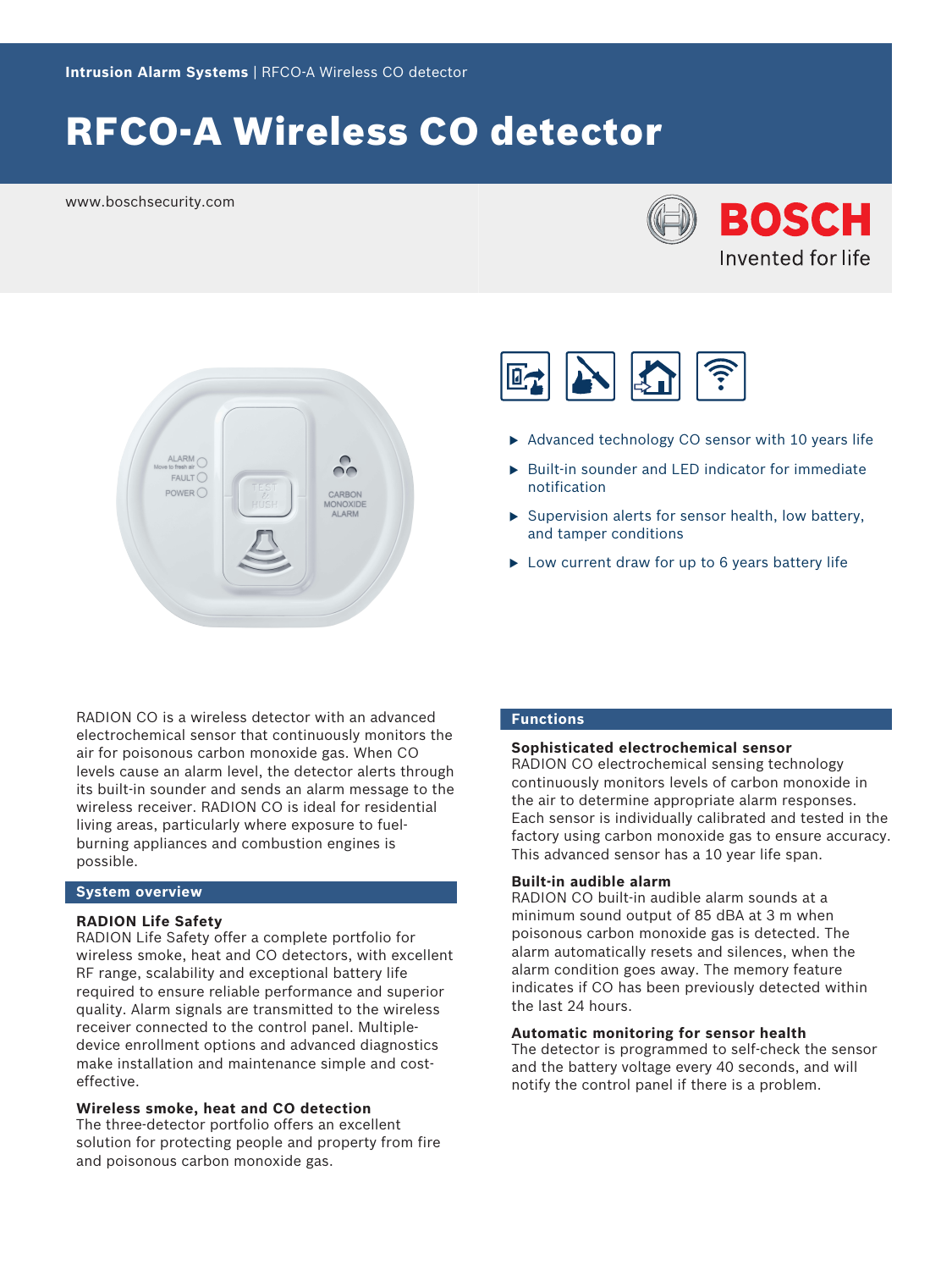Intrusion Alarm Systems | RFCO-A Wireless CO detector

# RFCO-A Wireless CO detector

www.boschsecurity.com

BOSCH
Invented for life

- Advanced technology CO sensor with 10 years life
- Built-in sounder and LED indicator for immediate notification
- Supervision alerts for sensor health, low battery, and tamper conditions
- Low current draw for up to 6 years battery life

RADION CO is a wireless detector with an advanced electrochemical sensor that continuously monitors the air for poisonous carbon monoxide gas. When CO levels cause an alarm level, the detector alerts through its built-in sounder and sends an alarm message to the wireless receiver. RADION CO is ideal for residential living areas, particularly where exposure to fuel-burning appliances and combustion engines is possible.

## System overview

**RADION Life Safety**
RADION Life Safety offer a complete portfolio for wireless smoke, heat and CO detectors, with excellent RF range, scalability and exceptional battery life required to ensure reliable performance and superior quality. Alarm signals are transmitted to the wireless receiver connected to the control panel. Multiple-device enrollment options and advanced diagnostics make installation and maintenance simple and cost-effective.

**Wireless smoke, heat and CO detection**
The three-detector portfolio offers an excellent solution for protecting people and property from fire and poisonous carbon monoxide gas.

## Functions

**Sophisticated electrochemical sensor**
RADION CO electrochemical sensing technology continuously monitors levels of carbon monoxide in the air to determine appropriate alarm responses. Each sensor is individually calibrated and tested in the factory using carbon monoxide gas to ensure accuracy. This advanced sensor has a 10 year life span.

**Built-in audible alarm**
RADION CO built-in audible alarm sounds at a minimum sound output of 85 dBA at 3 m when poisonous carbon monoxide gas is detected. The alarm automatically resets and silences, when the alarm condition goes away. The memory feature indicates if CO has been previously detected within the last 24 hours.

**Automatic monitoring for sensor health**
The detector is programmed to self-check the sensor and the battery voltage every 40 seconds, and will notify the control panel if there is a problem.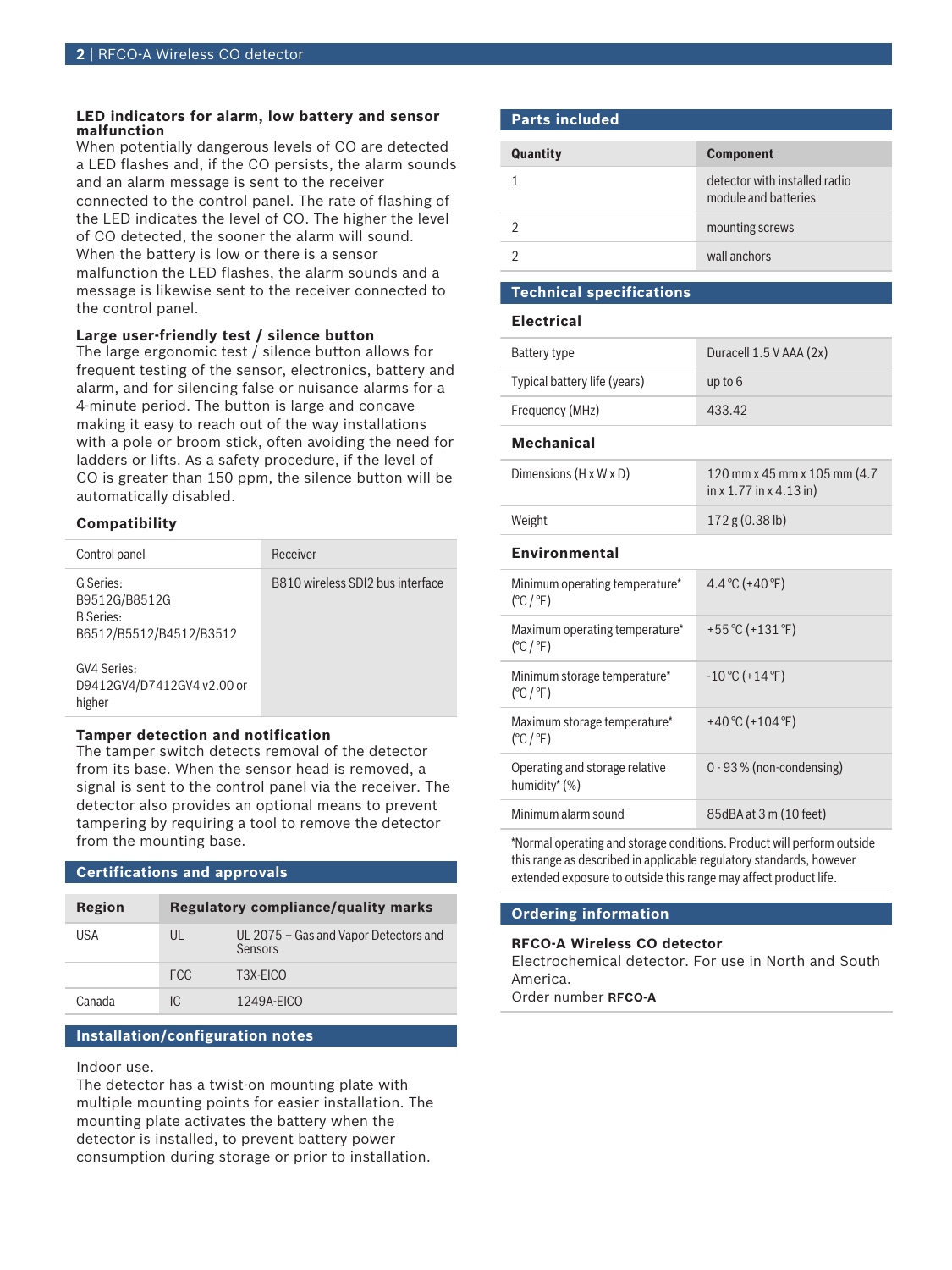### LED indicators for alarm, low battery and sensor malfunction

When potentially dangerous levels of CO are detected a LED flashes and, if the CO persists, the alarm sounds and an alarm message is sent to the receiver connected to the control panel. The rate of flashing of the LED indicates the level of CO. The higher the level of CO detected, the sooner the alarm will sound. When the battery is low or there is a sensor malfunction the LED flashes, the alarm sounds and a message is likewise sent to the receiver connected to the control panel.

### Large user-friendly test / silence button

The large ergonomic test / silence button allows for frequent testing of the sensor, electronics, battery and alarm, and for silencing false or nuisance alarms for a 4-minute period. The button is large and concave making it easy to reach out of the way installations with a pole or broom stick, often avoiding the need for ladders or lifts. As a safety procedure, if the level of CO is greater than 150 ppm, the silence button will be automatically disabled.

### Compatibility

| Control panel | Receiver |
|---|---|
| G Series:<br>B9512G/B8512G<br>B Series:<br>B6512/B5512/B4512/B3512<br><br>GV4 Series:<br>D9412GV4/D7412GV4 v2.00 or higher | B810 wireless SDI2 bus interface |

### Tamper detection and notification

The tamper switch detects removal of the detector from its base. When the sensor head is removed, a signal is sent to the control panel via the receiver. The detector also provides an optional means to prevent tampering by requiring a tool to remove the detector from the mounting base.

## Certifications and approvals

| Region | Regulatory compliance/quality marks | |
|---|---|---|
| USA | UL | UL 2075 – Gas and Vapor Detectors and Sensors |
| | FCC | T3X-EICO |
| Canada | IC | 1249A-EICO |

## Installation/configuration notes

Indoor use.
The detector has a twist-on mounting plate with multiple mounting points for easier installation. The mounting plate activates the battery when the detector is installed, to prevent battery power consumption during storage or prior to installation.

## Parts included

| Quantity | Component |
|---|---|
| 1 | detector with installed radio module and batteries |
| 2 | mounting screws |
| 2 | wall anchors |

## Technical specifications

### Electrical

| | |
|---|---|
| Battery type | Duracell 1.5 V AAA (2x) |
| Typical battery life (years) | up to 6 |
| Frequency (MHz) | 433.42 |

### Mechanical

| | |
|---|---|
| Dimensions (H x W x D) | 120 mm x 45 mm x 105 mm (4.7 in x 1.77 in x 4.13 in) |
| Weight | 172 g (0.38 lb) |

### Environmental

| | |
|---|---|
| Minimum operating temperature* (°C / °F) | 4.4 °C (+40 °F) |
| Maximum operating temperature* (°C / °F) | +55 °C (+131 °F) |
| Minimum storage temperature* (°C / °F) | -10 °C (+14 °F) |
| Maximum storage temperature* (°C / °F) | +40 °C (+104 °F) |
| Operating and storage relative humidity* (%) | 0 - 93 % (non-condensing) |
| Minimum alarm sound | 85dBA at 3 m (10 feet) |

*Normal operating and storage conditions. Product will perform outside this range as described in applicable regulatory standards, however extended exposure to outside this range may affect product life.

## Ordering information

**RFCO-A Wireless CO detector**
Electrochemical detector. For use in North and South America.
Order number **RFCO-A**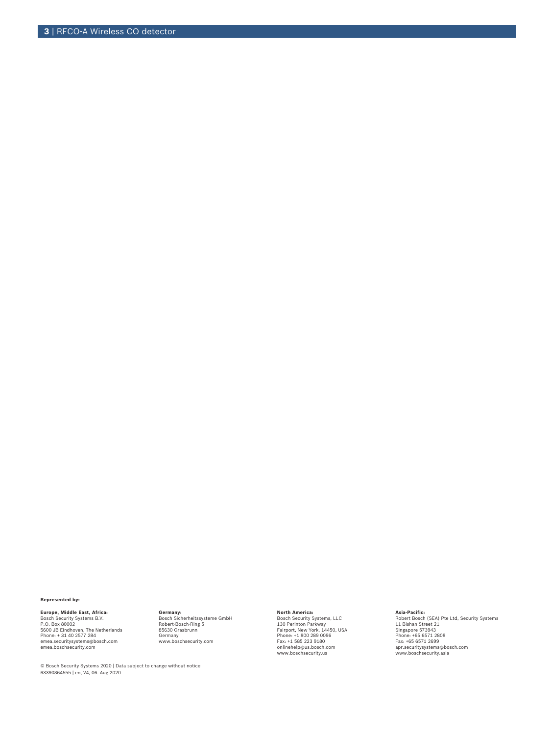**Represented by:**

**Europe, Middle East, Africa:**
Bosch Security Systems B.V.
P.O. Box 80002
5600 JB Eindhoven, The Netherlands
Phone: + 31 40 2577 284
emea.securitysystems@bosch.com
emea.boschsecurity.com

**Germany:**
Bosch Sicherheitssysteme GmbH
Robert-Bosch-Ring 5
85630 Grasbrunn
Germany
www.boschsecurity.com

**North America:**
Bosch Security Systems, LLC
130 Perinton Parkway
Fairport, New York, 14450, USA
Phone: +1 800 289 0096
Fax: +1 585 223 9180
onlinehelp@us.bosch.com
www.boschsecurity.us

**Asia-Pacific:**
Robert Bosch (SEA) Pte Ltd, Security Systems
11 Bishan Street 21
Singapore 573943
Phone: +65 6571 2808
Fax: +65 6571 2699
apr.securitysystems@bosch.com
www.boschsecurity.asia

© Bosch Security Systems 2020 | Data subject to change without notice
63390364555 | en, V4, 06. Aug 2020